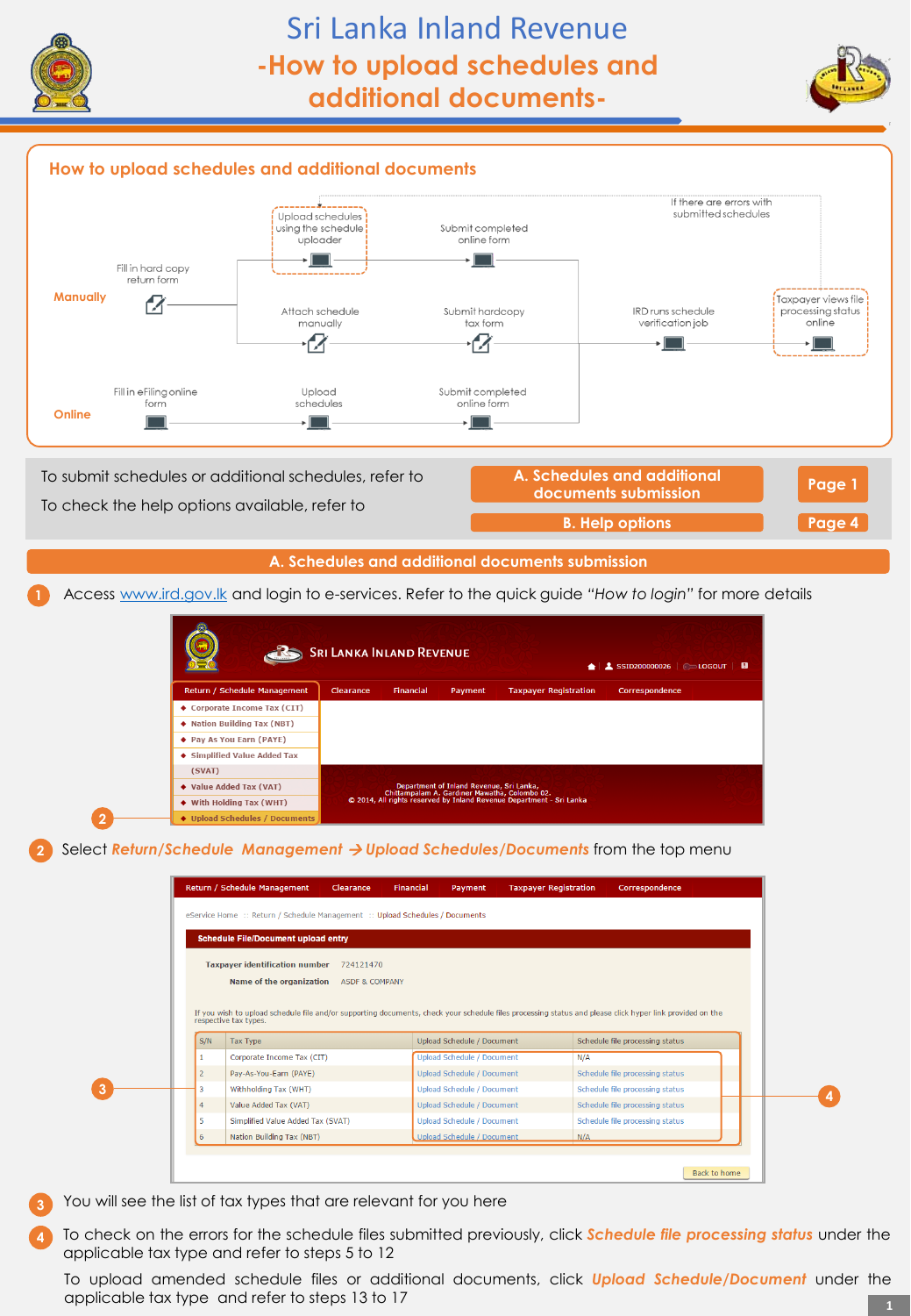# Sri Lanka Inland Revenue

## -How to upload schedules and additional documents-

### How to upload schedules and additional documents

**Manually**

- Fill in hard copy return form
  - Upload schedules using the schedule uploader → Submit completed online form
  - Attach schedule manually → Submit hardcopy tax form
- IRD runs schedule verification job → Taxpayer views file processing status online
- If there are errors with submitted schedules → Upload schedules using the schedule uploader

**Online**

- Fill in eFiling online form → Upload schedules → Submit completed online form → IRD runs schedule verification job

| | | |
|---|---|---|
| To submit schedules or additional schedules, refer to | A. Schedules and additional documents submission | Page 1 |
| To check the help options available, refer to | B. Help options | Page 4 |

## A. Schedules and additional documents submission

1. Access www.ird.gov.lk and login to e-services. Refer to the quick guide *"How to login"* for more details

2. Select ***Return/Schedule Management → Upload Schedules/Documents*** from the top menu

| S/N | Tax Type | Upload Schedule / Document | Schedule file processing status |
|---|---|---|---|
| 1 | Corporate Income Tax (CIT) | Upload Schedule / Document | N/A |
| 2 | Pay-As-You-Earn (PAYE) | Upload Schedule / Document | Schedule file processing status |
| 3 | Withholding Tax (WHT) | Upload Schedule / Document | Schedule file processing status |
| 4 | Value Added Tax (VAT) | Upload Schedule / Document | Schedule file processing status |
| 5 | Simplified Value Added Tax (SVAT) | Upload Schedule / Document | Schedule file processing status |
| 6 | Nation Building Tax (NBT) | Upload Schedule / Document | N/A |

3. You will see the list of tax types that are relevant for you here

4. To check on the errors for the schedule files submitted previously, click ***Schedule file processing status*** under the applicable tax type and refer to steps 5 to 12

   To upload amended schedule files or additional documents, click ***Upload Schedule/Document*** under the applicable tax type and refer to steps 13 to 17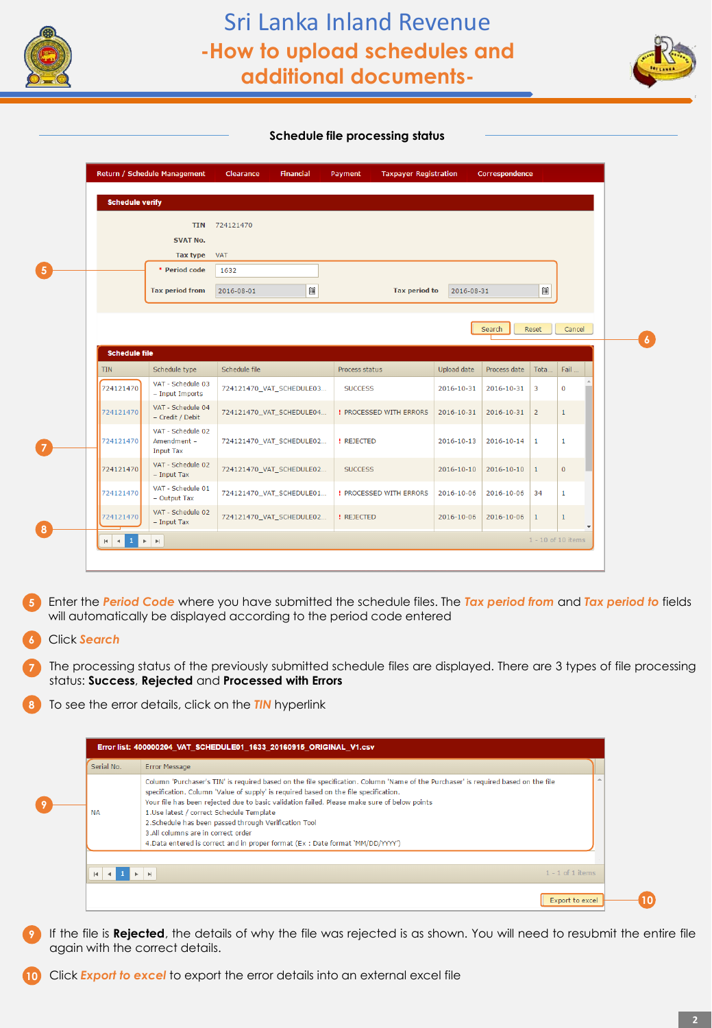## Schedule file processing status

Return / Schedule Management | Clearance | Financial | Payment | Taxpayer Registration | Correspondence

**Schedule verify**

TIN: 724121470
SVAT No.:
Tax type: VAT
\* Period code: 1632
Tax period from: 2016-08-01 Tax period to: 2016-08-31

Search | Reset | Cancel

**Schedule file**

| TIN | Schedule type | Schedule file | Process status | Upload date | Process date | Tota... | Fail ... |
|---|---|---|---|---|---|---|---|
| 724121470 | VAT - Schedule 03 – Input Imports | 724121470_VAT_SCHEDULE03... | SUCCESS | 2016-10-31 | 2016-10-31 | 3 | 0 |
| 724121470 | VAT - Schedule 04 – Credit / Debit | 724121470_VAT_SCHEDULE04... | ! PROCESSED WITH ERRORS | 2016-10-31 | 2016-10-31 | 2 | 1 |
| 724121470 | VAT - Schedule 02 Amendment – Input Tax | 724121470_VAT_SCHEDULE02... | ! REJECTED | 2016-10-13 | 2016-10-14 | 1 | 1 |
| 724121470 | VAT - Schedule 02 – Input Tax | 724121470_VAT_SCHEDULE02... | SUCCESS | 2016-10-10 | 2016-10-10 | 1 | 0 |
| 724121470 | VAT - Schedule 01 – Output Tax | 724121470_VAT_SCHEDULE01... | ! PROCESSED WITH ERRORS | 2016-10-06 | 2016-10-06 | 34 | 1 |
| 724121470 | VAT - Schedule 02 – Input Tax | 724121470_VAT_SCHEDULE02... | ! REJECTED | 2016-10-06 | 2016-10-06 | 1 | 1 |

1 - 10 of 10 items

5. Enter the ***Period Code*** where you have submitted the schedule files. The ***Tax period from*** and ***Tax period to*** fields will automatically be displayed according to the period code entered
6. Click ***Search***
7. The processing status of the previously submitted schedule files are displayed. There are 3 types of file processing status: **Success**, **Rejected** and **Processed with Errors**
8. To see the error details, click on the ***TIN*** hyperlink

**Error list: 400000204_VAT_SCHEDULE01_1633_20160915_ORIGINAL_V1.csv**

| Serial No. | Error Message |
|---|---|
| NA | Column 'Purchaser's TIN' is required based on the file specification. Column 'Name of the Purchaser' is required based on the file specification. Column 'Value of supply' is required based on the file specification. Your file has been rejected due to basic validation failed. Please make sure of below points 1.Use latest / correct Schedule Template 2.Schedule has been passed through Verification Tool 3.All columns are in correct order 4.Data entered is correct and in proper format (Ex : Date format 'MM/DD/YYYY') |

1 - 1 of 1 items

Export to excel

9. If the file is **Rejected**, the details of why the file was rejected is as shown. You will need to resubmit the entire file again with the correct details.
10. Click ***Export to excel*** to export the error details into an external excel file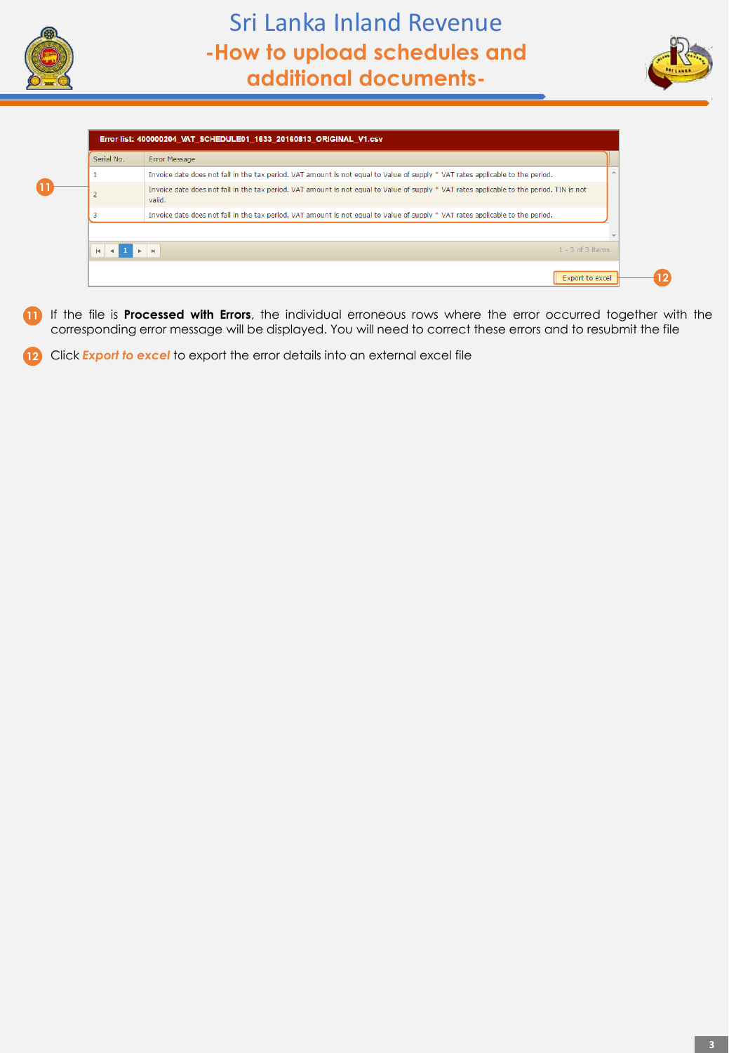**Error list: 400000204_VAT_SCHEDULE01_1633_20160813_ORIGINAL_V1.csv**

| Serial No. | Error Message |
|---|---|
| 1 | Invoice date does not fall in the tax period. VAT amount is not equal to Value of supply * VAT rates applicable to the period. |
| 2 | Invoice date does not fall in the tax period. VAT amount is not equal to Value of supply * VAT rates applicable to the period. TIN is not valid. |
| 3 | Invoice date does not fall in the tax period. VAT amount is not equal to Value of supply * VAT rates applicable to the period. |

1 - 3 of 3 items

Export to excel

11. If the file is **Processed with Errors**, the individual erroneous rows where the error occurred together with the corresponding error message will be displayed. You will need to correct these errors and to resubmit the file

12. Click ***Export to excel*** to export the error details into an external excel file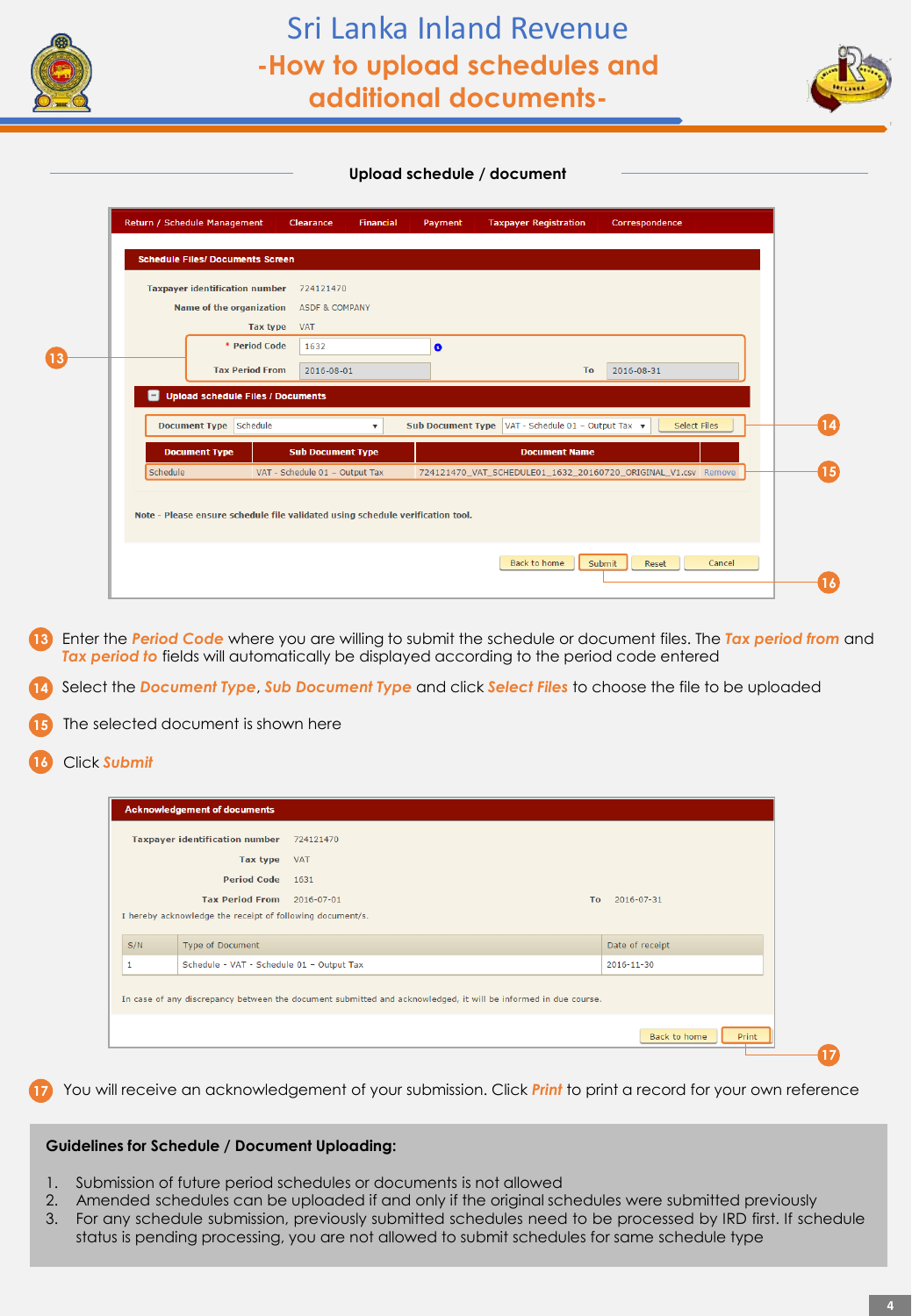# Sri Lanka Inland Revenue

## -How to upload schedules and additional documents-

### Upload schedule / document

Return / Schedule Management | Clearance | Financial | Payment | Taxpayer Registration | Correspondence

**Schedule Files/ Documents Screen**

Taxpayer identification number: 724121470

Name of the organization: ASDF & COMPANY

Tax type: VAT

\* Period Code: 1632

Tax Period From: 2016-08-01 To: 2016-08-31

**Upload schedule Files / Documents**

Document Type: Schedule | Sub Document Type: VAT - Schedule 01 – Output Tax | Select Files

| Document Type | Sub Document Type | Document Name | |
|---|---|---|---|
| Schedule | VAT - Schedule 01 – Output Tax | 724121470_VAT_SCHEDULE01_1632_20160720_ORIGINAL_V1.csv | Remove |

Note - Please ensure schedule file validated using schedule verification tool.

Back to home | Submit | Reset | Cancel

13. Enter the *Period Code* where you are willing to submit the schedule or document files. The *Tax period from* and *Tax period to* fields will automatically be displayed according to the period code entered
14. Select the *Document Type*, *Sub Document Type* and click *Select Files* to choose the file to be uploaded
15. The selected document is shown here
16. Click *Submit*

**Acknowledgement of documents**

Taxpayer identification number: 724121470

Tax type: VAT

Period Code: 1631

Tax Period From: 2016-07-01 To: 2016-07-31

I hereby acknowledge the receipt of following document/s.

| S/N | Type of Document | Date of receipt |
|---|---|---|
| 1 | Schedule - VAT - Schedule 01 – Output Tax | 2016-11-30 |

In case of any discrepancy between the document submitted and acknowledged, it will be informed in due course.

Back to home | Print

17. You will receive an acknowledgement of your submission. Click *Print* to print a record for your own reference

**Guidelines for Schedule / Document Uploading:**

1. Submission of future period schedules or documents is not allowed
2. Amended schedules can be uploaded if and only if the original schedules were submitted previously
3. For any schedule submission, previously submitted schedules need to be processed by IRD first. If schedule status is pending processing, you are not allowed to submit schedules for same schedule type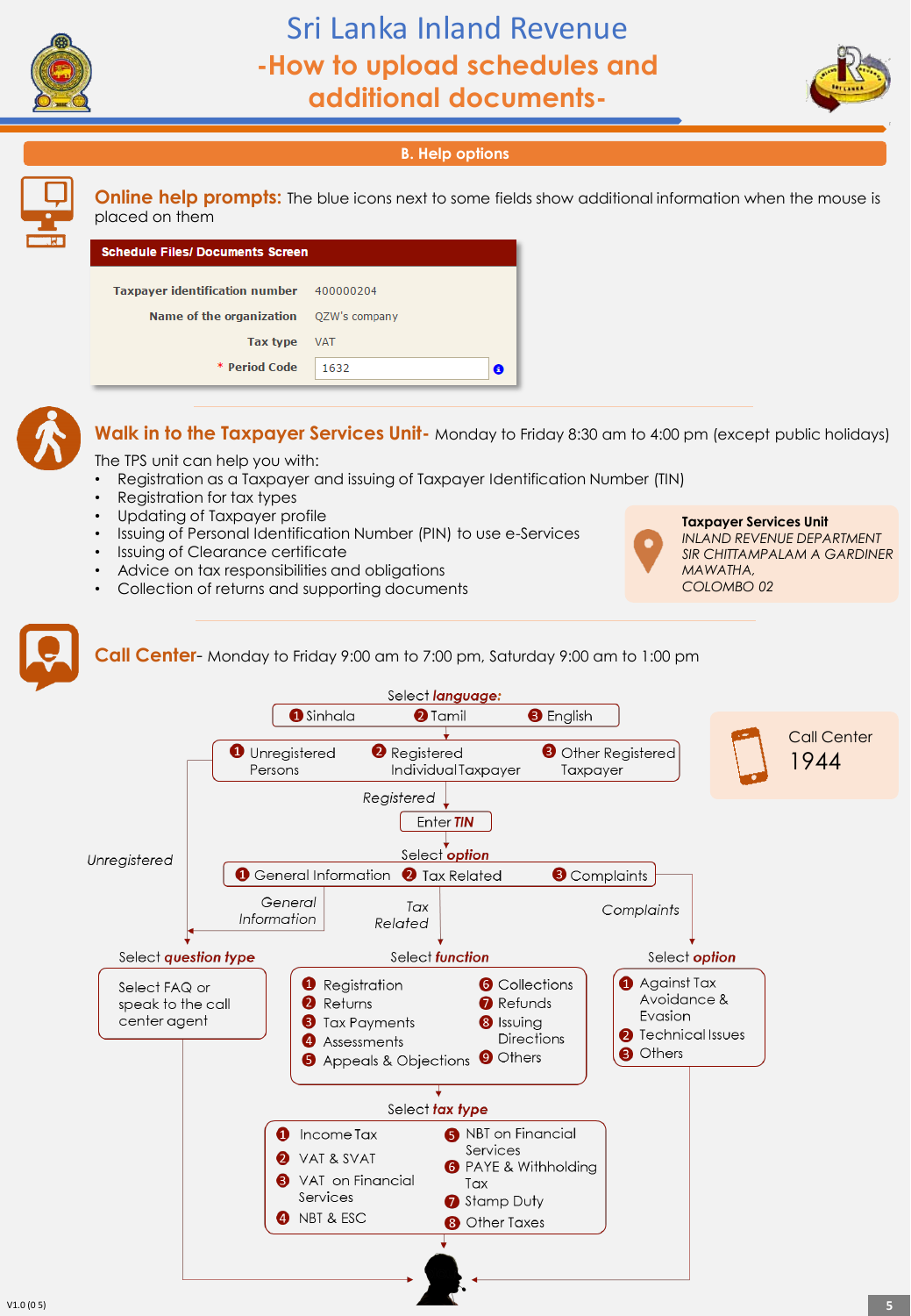# Sri Lanka Inland Revenue

## -How to upload schedules and additional documents-

### B. Help options

**Online help prompts:** The blue icons next to some fields show additional information when the mouse is placed on them

**Schedule Files/ Documents Screen**

| | |
|---|---|
| Taxpayer identification number | 400000204 |
| Name of the organization | QZW's company |
| Tax type | VAT |
| * Period Code | 1632 |

**Walk in to the Taxpayer Services Unit-** Monday to Friday 8:30 am to 4:00 pm (except public holidays)

The TPS unit can help you with:

- Registration as a Taxpayer and issuing of Taxpayer Identification Number (TIN)
- Registration for tax types
- Updating of Taxpayer profile
- Issuing of Personal Identification Number (PIN) to use e-Services
- Issuing of Clearance certificate
- Advice on tax responsibilities and obligations
- Collection of returns and supporting documents

**Taxpayer Services Unit**
*INLAND REVENUE DEPARTMENT*
*SIR CHITTAMPALAM A GARDINER MAWATHA,*
*COLOMBO 02*

**Call Center-** Monday to Friday 9:00 am to 7:00 pm, Saturday 9:00 am to 1:00 pm

Call Center
1944

Select *language:*
1 Sinhala 2 Tamil 3 English

1 Unregistered Persons 2 Registered Individual Taxpayer 3 Other Registered Taxpayer

*Registered*
Enter *TIN*

Select *option*
1 General Information 2 Tax Related 3 Complaints

*Unregistered*
*General Information*
*Tax Related*
*Complaints*

Select *question type*
Select FAQ or speak to the call center agent

Select *function*
1 Registration
2 Returns
3 Tax Payments
4 Assessments
5 Appeals & Objections
6 Collections
7 Refunds
8 Issuing Directions
9 Others

Select *option*
1 Against Tax Avoidance & Evasion
2 Technical Issues
3 Others

Select *tax type*
1 Income Tax
2 VAT & SVAT
3 VAT on Financial Services
4 NBT & ESC
5 NBT on Financial Services
6 PAYE & Withholding Tax
7 Stamp Duty
8 Other Taxes

V1.0 (0 5)